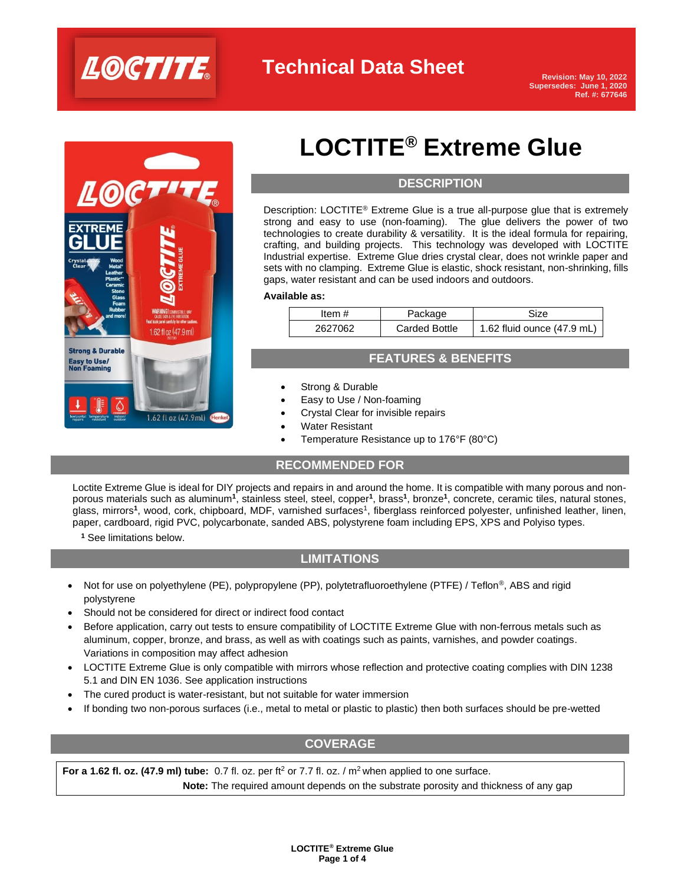# Technical Data Sheet

**Revision: May 10, 2022**
**Supersedes: June 1, 2020**
**Ref. #: 677646**

# LOCTITE® Extreme Glue

## DESCRIPTION

Description: LOCTITE® Extreme Glue is a true all-purpose glue that is extremely strong and easy to use (non-foaming). The glue delivers the power of two technologies to create durability & versatility. It is the ideal formula for repairing, crafting, and building projects. This technology was developed with LOCTITE Industrial expertise. Extreme Glue dries crystal clear, does not wrinkle paper and sets with no clamping. Extreme Glue is elastic, shock resistant, non-shrinking, fills gaps, water resistant and can be used indoors and outdoors.

**Available as:**

| Item # | Package | Size |
|---|---|---|
| 2627062 | Carded Bottle | 1.62 fluid ounce (47.9 mL) |

## FEATURES & BENEFITS

- Strong & Durable
- Easy to Use / Non-foaming
- Crystal Clear for invisible repairs
- Water Resistant
- Temperature Resistance up to 176°F (80°C)

## RECOMMENDED FOR

Loctite Extreme Glue is ideal for DIY projects and repairs in and around the home. It is compatible with many porous and non-porous materials such as aluminum[1], stainless steel, steel, copper[1], brass[1], bronze[1], concrete, ceramic tiles, natural stones, glass, mirrors[1], wood, cork, chipboard, MDF, varnished surfaces[1], fiberglass reinforced polyester, unfinished leather, linen, paper, cardboard, rigid PVC, polycarbonate, sanded ABS, polystyrene foam including EPS, XPS and Polyiso types.

[1] See limitations below.

## LIMITATIONS

- Not for use on polyethylene (PE), polypropylene (PP), polytetrafluoroethylene (PTFE) / Teflon®, ABS and rigid polystyrene
- Should not be considered for direct or indirect food contact
- Before application, carry out tests to ensure compatibility of LOCTITE Extreme Glue with non-ferrous metals such as aluminum, copper, bronze, and brass, as well as with coatings such as paints, varnishes, and powder coatings. Variations in composition may affect adhesion
- LOCTITE Extreme Glue is only compatible with mirrors whose reflection and protective coating complies with DIN 1238 5.1 and DIN EN 1036. See application instructions
- The cured product is water-resistant, but not suitable for water immersion
- If bonding two non-porous surfaces (i.e., metal to metal or plastic to plastic) then both surfaces should be pre-wetted

## COVERAGE

**For a 1.62 fl. oz. (47.9 ml) tube:** 0.7 fl. oz. per ft$^2$ or 7.7 fl. oz. / m$^2$ when applied to one surface.

**Note:** The required amount depends on the substrate porosity and thickness of any gap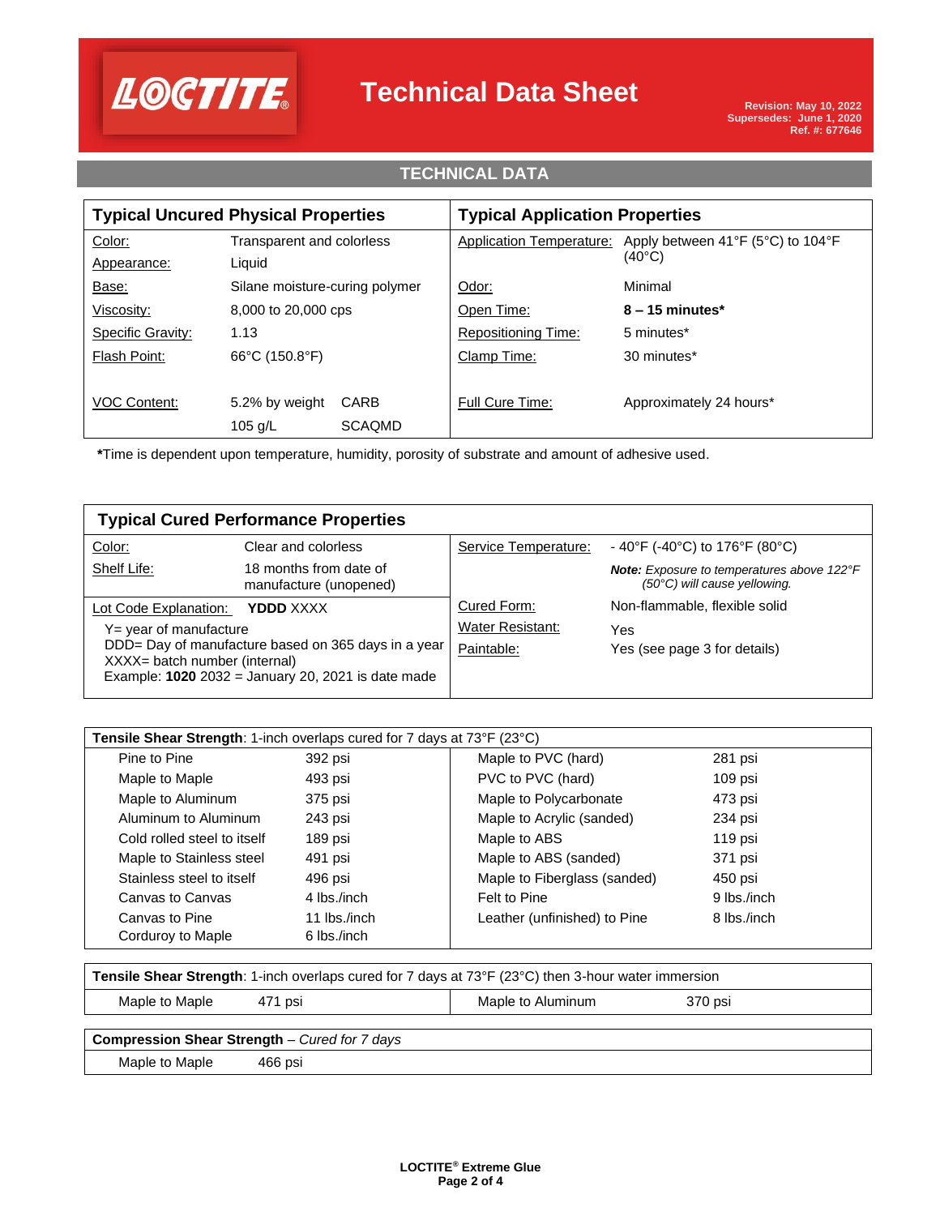# Technical Data Sheet

Revision: May 10, 2022
Supersedes: June 1, 2020
Ref. #: 677646

## TECHNICAL DATA

| Typical Uncured Physical Properties | | | Typical Application Properties | |
|---|---|---|---|---|
| Color: | Transparent and colorless | | Application Temperature: | Apply between 41°F (5°C) to 104°F (40°C) |
| Appearance: | Liquid | | | |
| Base: | Silane moisture-curing polymer | | Odor: | Minimal |
| Viscosity: | 8,000 to 20,000 cps | | Open Time: | **8 – 15 minutes*** |
| Specific Gravity: | 1.13 | | Repositioning Time: | 5 minutes* |
| Flash Point: | 66°C (150.8°F) | | Clamp Time: | 30 minutes* |
| VOC Content: | 5.2% by weight | CARB | Full Cure Time: | Approximately 24 hours* |
| | 105 g/L | SCAQMD | | |

***Time is dependent upon temperature, humidity, porosity of substrate and amount of adhesive used.

| Typical Cured Performance Properties | | | |
|---|---|---|---|
| Color: | Clear and colorless | Service Temperature: | - 40°F (-40°C) to 176°F (80°C) |
| Shelf Life: | 18 months from date of manufacture (unopened) | | ***Note:** Exposure to temperatures above 122°F (50°C) will cause yellowing.* |
| Lot Code Explanation: | **YDDD** XXXX | Cured Form: | Non-flammable, flexible solid |
| | | Water Resistant: | Yes |
| | | Paintable: | Yes (see page 3 for details) |

Y= year of manufacture
DDD= Day of manufacture based on 365 days in a year
XXXX= batch number (internal)
Example: **1020** 2032 = January 20, 2021 is date made

**Tensile Shear Strength**: 1-inch overlaps cured for 7 days at 73°F (23°C)

| Substrate | Strength | Substrate | Strength |
|---|---|---|---|
| Pine to Pine | 392 psi | Maple to PVC (hard) | 281 psi |
| Maple to Maple | 493 psi | PVC to PVC (hard) | 109 psi |
| Maple to Aluminum | 375 psi | Maple to Polycarbonate | 473 psi |
| Aluminum to Aluminum | 243 psi | Maple to Acrylic (sanded) | 234 psi |
| Cold rolled steel to itself | 189 psi | Maple to ABS | 119 psi |
| Maple to Stainless steel | 491 psi | Maple to ABS (sanded) | 371 psi |
| Stainless steel to itself | 496 psi | Maple to Fiberglass (sanded) | 450 psi |
| Canvas to Canvas | 4 lbs./inch | Felt to Pine | 9 lbs./inch |
| Canvas to Pine | 11 lbs./inch | Leather (unfinished) to Pine | 8 lbs./inch |
| Corduroy to Maple | 6 lbs./inch | | |

**Tensile Shear Strength**: 1-inch overlaps cured for 7 days at 73°F (23°C) then 3-hour water immersion

| Substrate | Strength | Substrate | Strength |
|---|---|---|---|
| Maple to Maple | 471 psi | Maple to Aluminum | 370 psi |

**Compression Shear Strength** – *Cured for 7 days*

| Substrate | Strength |
|---|---|
| Maple to Maple | 466 psi |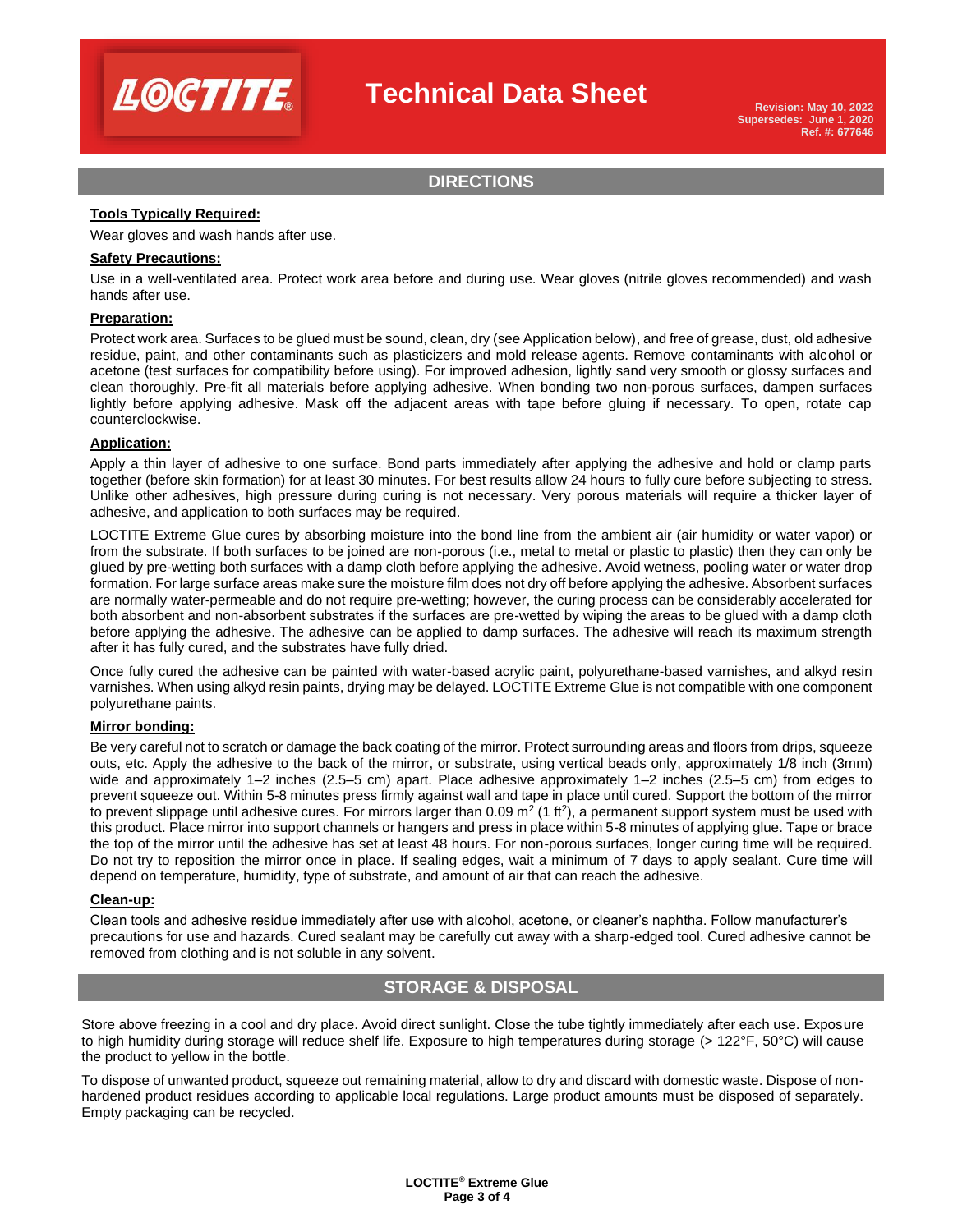## DIRECTIONS

**Tools Typically Required:**

Wear gloves and wash hands after use.

**Safety Precautions:**

Use in a well-ventilated area. Protect work area before and during use. Wear gloves (nitrile gloves recommended) and wash hands after use.

**Preparation:**

Protect work area. Surfaces to be glued must be sound, clean, dry (see Application below), and free of grease, dust, old adhesive residue, paint, and other contaminants such as plasticizers and mold release agents. Remove contaminants with alcohol or acetone (test surfaces for compatibility before using). For improved adhesion, lightly sand very smooth or glossy surfaces and clean thoroughly. Pre-fit all materials before applying adhesive. When bonding two non-porous surfaces, dampen surfaces lightly before applying adhesive. Mask off the adjacent areas with tape before gluing if necessary. To open, rotate cap counterclockwise.

**Application:**

Apply a thin layer of adhesive to one surface. Bond parts immediately after applying the adhesive and hold or clamp parts together (before skin formation) for at least 30 minutes. For best results allow 24 hours to fully cure before subjecting to stress. Unlike other adhesives, high pressure during curing is not necessary. Very porous materials will require a thicker layer of adhesive, and application to both surfaces may be required.

LOCTITE Extreme Glue cures by absorbing moisture into the bond line from the ambient air (air humidity or water vapor) or from the substrate. If both surfaces to be joined are non-porous (i.e., metal to metal or plastic to plastic) then they can only be glued by pre-wetting both surfaces with a damp cloth before applying the adhesive. Avoid wetness, pooling water or water drop formation. For large surface areas make sure the moisture film does not dry off before applying the adhesive. Absorbent surfaces are normally water-permeable and do not require pre-wetting; however, the curing process can be considerably accelerated for both absorbent and non-absorbent substrates if the surfaces are pre-wetted by wiping the areas to be glued with a damp cloth before applying the adhesive. The adhesive can be applied to damp surfaces. The adhesive will reach its maximum strength after it has fully cured, and the substrates have fully dried.

Once fully cured the adhesive can be painted with water-based acrylic paint, polyurethane-based varnishes, and alkyd resin varnishes. When using alkyd resin paints, drying may be delayed. LOCTITE Extreme Glue is not compatible with one component polyurethane paints.

**Mirror bonding:**

Be very careful not to scratch or damage the back coating of the mirror. Protect surrounding areas and floors from drips, squeeze outs, etc. Apply the adhesive to the back of the mirror, or substrate, using vertical beads only, approximately 1/8 inch (3mm) wide and approximately 1–2 inches (2.5–5 cm) apart. Place adhesive approximately 1–2 inches (2.5–5 cm) from edges to prevent squeeze out. Within 5-8 minutes press firmly against wall and tape in place until cured. Support the bottom of the mirror to prevent slippage until adhesive cures. For mirrors larger than 0.09 $m^2$ (1 $ft^2$), a permanent support system must be used with this product. Place mirror into support channels or hangers and press in place within 5-8 minutes of applying glue. Tape or brace the top of the mirror until the adhesive has set at least 48 hours. For non-porous surfaces, longer curing time will be required. Do not try to reposition the mirror once in place. If sealing edges, wait a minimum of 7 days to apply sealant. Cure time will depend on temperature, humidity, type of substrate, and amount of air that can reach the adhesive.

**Clean-up:**

Clean tools and adhesive residue immediately after use with alcohol, acetone, or cleaner's naphtha. Follow manufacturer's precautions for use and hazards. Cured sealant may be carefully cut away with a sharp-edged tool. Cured adhesive cannot be removed from clothing and is not soluble in any solvent.

## STORAGE & DISPOSAL

Store above freezing in a cool and dry place. Avoid direct sunlight. Close the tube tightly immediately after each use. Exposure to high humidity during storage will reduce shelf life. Exposure to high temperatures during storage (> 122°F, 50°C) will cause the product to yellow in the bottle.

To dispose of unwanted product, squeeze out remaining material, allow to dry and discard with domestic waste. Dispose of non-hardened product residues according to applicable local regulations. Large product amounts must be disposed of separately. Empty packaging can be recycled.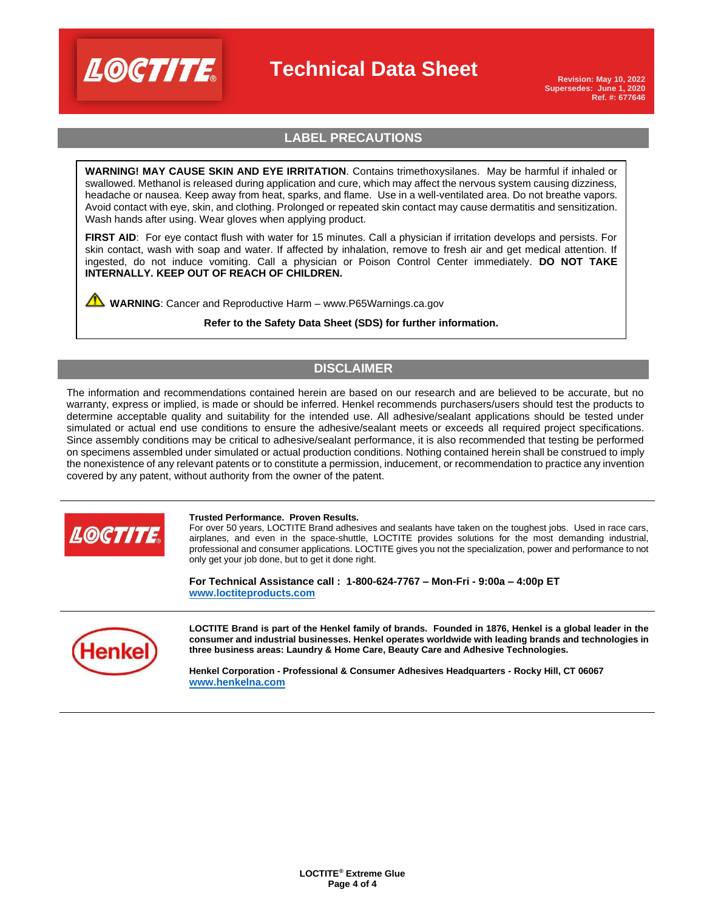# Technical Data Sheet

**Revision: May 10, 2022**
**Supersedes: June 1, 2020**
**Ref. #: 677646**

## LABEL PRECAUTIONS

**WARNING! MAY CAUSE SKIN AND EYE IRRITATION**. Contains trimethoxysilanes. May be harmful if inhaled or swallowed. Methanol is released during application and cure, which may affect the nervous system causing dizziness, headache or nausea. Keep away from heat, sparks, and flame. Use in a well-ventilated area. Do not breathe vapors. Avoid contact with eye, skin, and clothing. Prolonged or repeated skin contact may cause dermatitis and sensitization. Wash hands after using. Wear gloves when applying product.

**FIRST AID**: For eye contact flush with water for 15 minutes. Call a physician if irritation develops and persists. For skin contact, wash with soap and water. If affected by inhalation, remove to fresh air and get medical attention. If ingested, do not induce vomiting. Call a physician or Poison Control Center immediately. **DO NOT TAKE INTERNALLY. KEEP OUT OF REACH OF CHILDREN.**

⚠ **WARNING**: Cancer and Reproductive Harm – www.P65Warnings.ca.gov

**Refer to the Safety Data Sheet (SDS) for further information.**

## DISCLAIMER

The information and recommendations contained herein are based on our research and are believed to be accurate, but no warranty, express or implied, is made or should be inferred. Henkel recommends purchasers/users should test the products to determine acceptable quality and suitability for the intended use. All adhesive/sealant applications should be tested under simulated or actual end use conditions to ensure the adhesive/sealant meets or exceeds all required project specifications. Since assembly conditions may be critical to adhesive/sealant performance, it is also recommended that testing be performed on specimens assembled under simulated or actual production conditions. Nothing contained herein shall be construed to imply the nonexistence of any relevant patents or to constitute a permission, inducement, or recommendation to practice any invention covered by any patent, without authority from the owner of the patent.

---

**Trusted Performance. Proven Results.**
For over 50 years, LOCTITE Brand adhesives and sealants have taken on the toughest jobs. Used in race cars, airplanes, and even in the space-shuttle, LOCTITE provides solutions for the most demanding industrial, professional and consumer applications. LOCTITE gives you not the specialization, power and performance to not only get your job done, but to get it done right.

**For Technical Assistance call : 1-800-624-7767 – Mon-Fri - 9:00a – 4:00p ET**
**www.loctiteproducts.com**

---

**LOCTITE Brand is part of the Henkel family of brands. Founded in 1876, Henkel is a global leader in the consumer and industrial businesses. Henkel operates worldwide with leading brands and technologies in three business areas: Laundry & Home Care, Beauty Care and Adhesive Technologies.**

**Henkel Corporation - Professional & Consumer Adhesives Headquarters - Rocky Hill, CT 06067**
**www.henkelna.com**

---